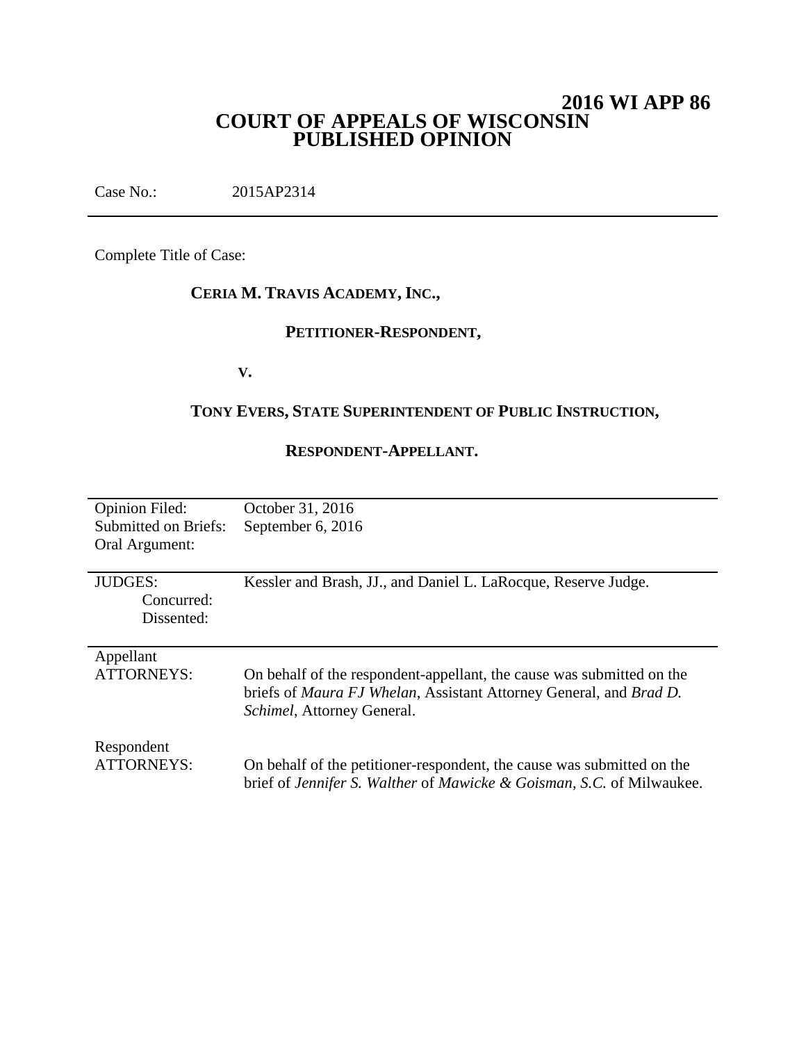# 2016 WI APP 86

# COURT OF APPEALS OF WISCONSIN PUBLISHED OPINION

Case No.: 2015AP2314

---

Complete Title of Case:

**CERIA M. TRAVIS ACADEMY, INC.,**

**PETITIONER-RESPONDENT,**

**V.**

**TONY EVERS, STATE SUPERINTENDENT OF PUBLIC INSTRUCTION,**

**RESPONDENT-APPELLANT.**

---

| | |
|---|---|
| Opinion Filed: | October 31, 2016 |
| Submitted on Briefs: | September 6, 2016 |
| Oral Argument: | |

---

| | |
|---|---|
| JUDGES: | Kessler and Brash, JJ., and Daniel L. LaRocque, Reserve Judge. |
| Concurred: | |
| Dissented: | |

---

| | |
|---|---|
| Appellant ATTORNEYS: | On behalf of the respondent-appellant, the cause was submitted on the briefs of *Maura FJ Whelan*, Assistant Attorney General, and *Brad D. Schimel*, Attorney General. |
| Respondent ATTORNEYS: | On behalf of the petitioner-respondent, the cause was submitted on the brief of *Jennifer S. Walther* of *Mawicke & Goisman, S.C.* of Milwaukee. |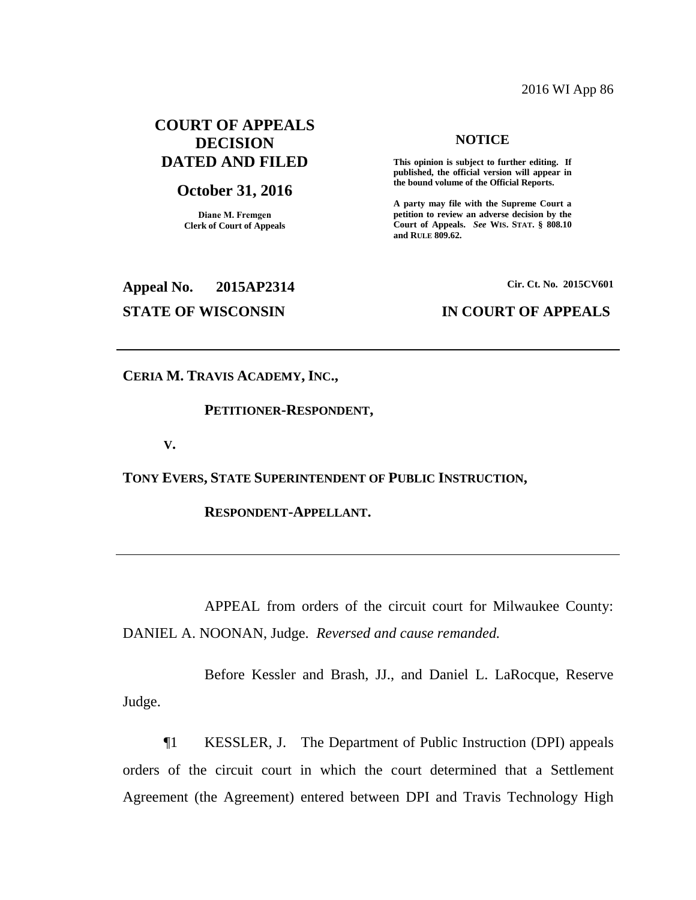2016 WI App 86

# COURT OF APPEALS DECISION DATED AND FILED

## October 31, 2016

**Diane M. Fremgen**
**Clerk of Court of Appeals**

**NOTICE**

**This opinion is subject to further editing. If published, the official version will appear in the bound volume of the Official Reports.**

**A party may file with the Supreme Court a petition to review an adverse decision by the Court of Appeals.** ***See*** **WIS. STAT. § 808.10 and RULE 809.62.**

**Appeal No. 2015AP2314** **Cir. Ct. No. 2015CV601**

**STATE OF WISCONSIN** **IN COURT OF APPEALS**

---

**CERIA M. TRAVIS ACADEMY, INC.,**

**PETITIONER-RESPONDENT,**

**V.**

**TONY EVERS, STATE SUPERINTENDENT OF PUBLIC INSTRUCTION,**

**RESPONDENT-APPELLANT.**

---

APPEAL from orders of the circuit court for Milwaukee County: DANIEL A. NOONAN, Judge. *Reversed and cause remanded.*

Before Kessler and Brash, JJ., and Daniel L. LaRocque, Reserve Judge.

¶1 KESSLER, J. The Department of Public Instruction (DPI) appeals orders of the circuit court in which the court determined that a Settlement Agreement (the Agreement) entered between DPI and Travis Technology High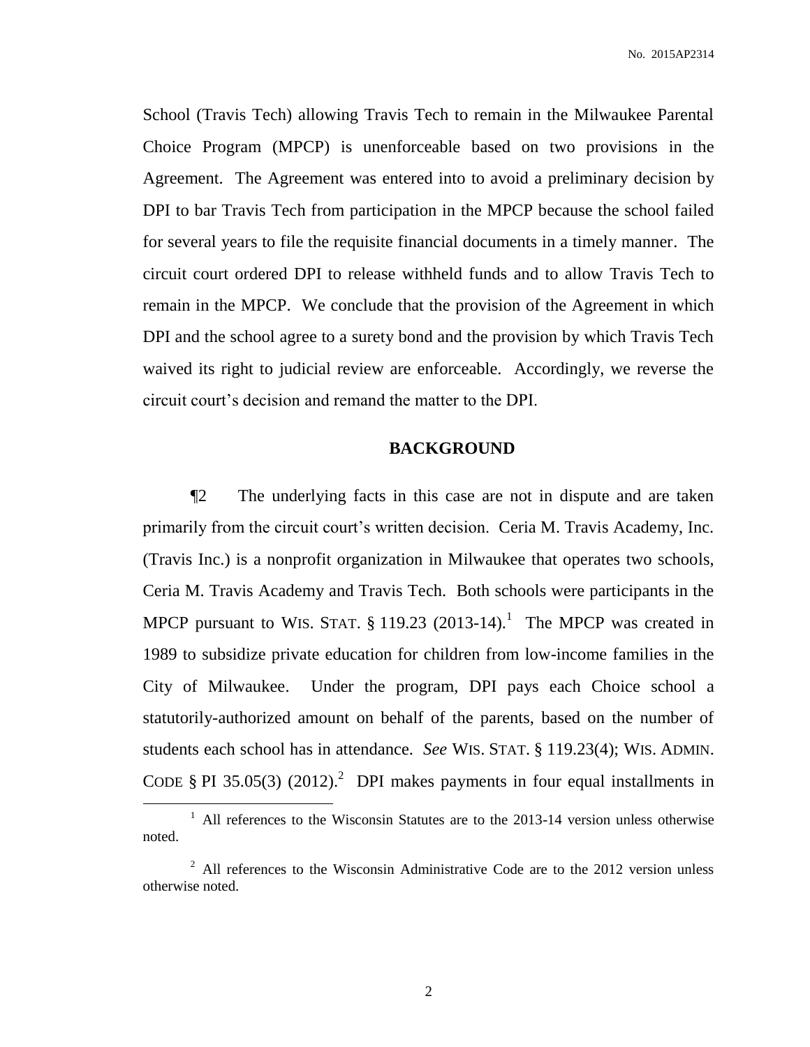School (Travis Tech) allowing Travis Tech to remain in the Milwaukee Parental Choice Program (MPCP) is unenforceable based on two provisions in the Agreement. The Agreement was entered into to avoid a preliminary decision by DPI to bar Travis Tech from participation in the MPCP because the school failed for several years to file the requisite financial documents in a timely manner. The circuit court ordered DPI to release withheld funds and to allow Travis Tech to remain in the MPCP. We conclude that the provision of the Agreement in which DPI and the school agree to a surety bond and the provision by which Travis Tech waived its right to judicial review are enforceable. Accordingly, we reverse the circuit court's decision and remand the matter to the DPI.

## BACKGROUND

¶2 The underlying facts in this case are not in dispute and are taken primarily from the circuit court's written decision. Ceria M. Travis Academy, Inc. (Travis Inc.) is a nonprofit organization in Milwaukee that operates two schools, Ceria M. Travis Academy and Travis Tech. Both schools were participants in the MPCP pursuant to WIS. STAT. § 119.23 (2013-14).[1] The MPCP was created in 1989 to subsidize private education for children from low-income families in the City of Milwaukee. Under the program, DPI pays each Choice school a statutorily-authorized amount on behalf of the parents, based on the number of students each school has in attendance. *See* WIS. STAT. § 119.23(4); WIS. ADMIN. CODE § PI 35.05(3) (2012).[2] DPI makes payments in four equal installments in

[1] All references to the Wisconsin Statutes are to the 2013-14 version unless otherwise noted.

[2] All references to the Wisconsin Administrative Code are to the 2012 version unless otherwise noted.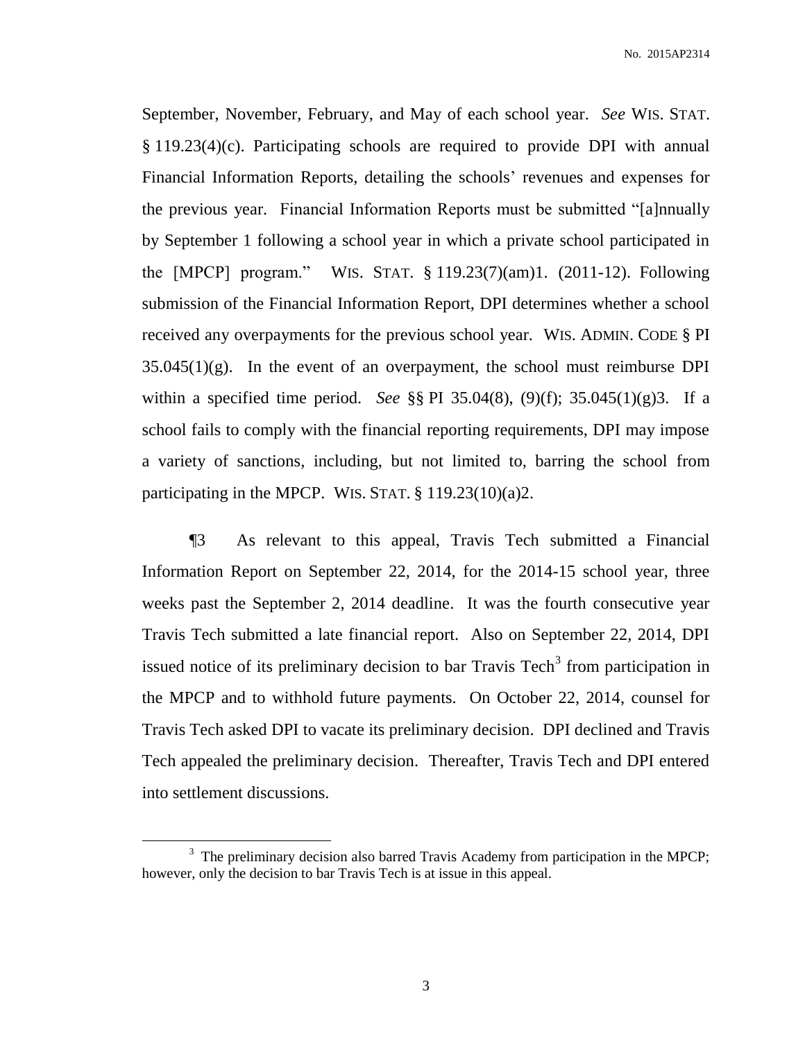September, November, February, and May of each school year. *See* WIS. STAT. § 119.23(4)(c). Participating schools are required to provide DPI with annual Financial Information Reports, detailing the schools' revenues and expenses for the previous year. Financial Information Reports must be submitted "[a]nnually by September 1 following a school year in which a private school participated in the [MPCP] program." WIS. STAT. § 119.23(7)(am)1. (2011-12). Following submission of the Financial Information Report, DPI determines whether a school received any overpayments for the previous school year. WIS. ADMIN. CODE § PI 35.045(1)(g). In the event of an overpayment, the school must reimburse DPI within a specified time period. *See* §§ PI 35.04(8), (9)(f); 35.045(1)(g)3. If a school fails to comply with the financial reporting requirements, DPI may impose a variety of sanctions, including, but not limited to, barring the school from participating in the MPCP. WIS. STAT. § 119.23(10)(a)2.

¶3 As relevant to this appeal, Travis Tech submitted a Financial Information Report on September 22, 2014, for the 2014-15 school year, three weeks past the September 2, 2014 deadline. It was the fourth consecutive year Travis Tech submitted a late financial report. Also on September 22, 2014, DPI issued notice of its preliminary decision to bar Travis Tech[3] from participation in the MPCP and to withhold future payments. On October 22, 2014, counsel for Travis Tech asked DPI to vacate its preliminary decision. DPI declined and Travis Tech appealed the preliminary decision. Thereafter, Travis Tech and DPI entered into settlement discussions.

[3] The preliminary decision also barred Travis Academy from participation in the MPCP; however, only the decision to bar Travis Tech is at issue in this appeal.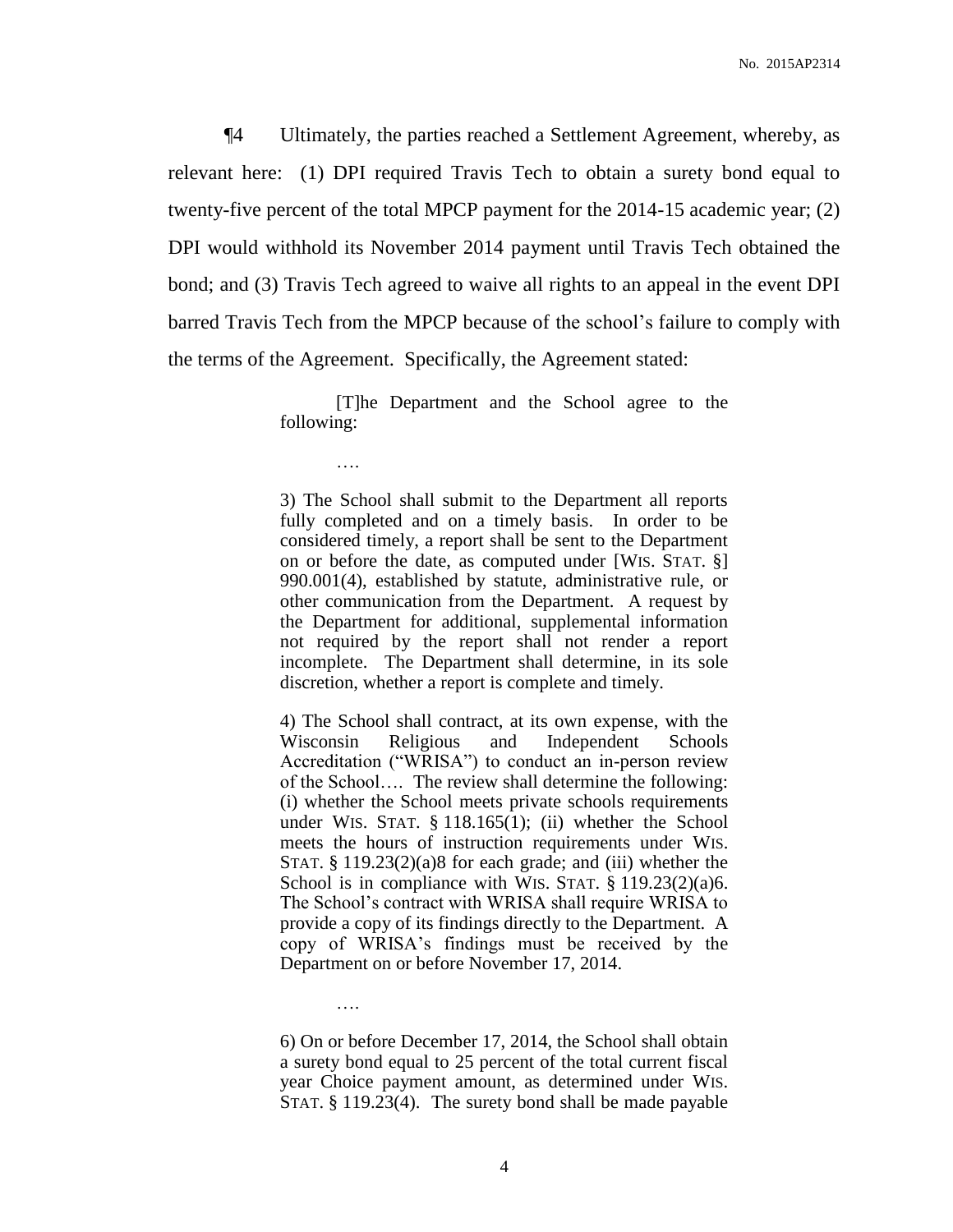¶4 Ultimately, the parties reached a Settlement Agreement, whereby, as relevant here: (1) DPI required Travis Tech to obtain a surety bond equal to twenty-five percent of the total MPCP payment for the 2014-15 academic year; (2) DPI would withhold its November 2014 payment until Travis Tech obtained the bond; and (3) Travis Tech agreed to waive all rights to an appeal in the event DPI barred Travis Tech from the MPCP because of the school's failure to comply with the terms of the Agreement. Specifically, the Agreement stated:

> [T]he Department and the School agree to the following:
>
> ….
>
> 3) The School shall submit to the Department all reports fully completed and on a timely basis. In order to be considered timely, a report shall be sent to the Department on or before the date, as computed under [WIS. STAT. §] 990.001(4), established by statute, administrative rule, or other communication from the Department. A request by the Department for additional, supplemental information not required by the report shall not render a report incomplete. The Department shall determine, in its sole discretion, whether a report is complete and timely.
>
> 4) The School shall contract, at its own expense, with the Wisconsin Religious and Independent Schools Accreditation ("WRISA") to conduct an in-person review of the School…. The review shall determine the following: (i) whether the School meets private schools requirements under WIS. STAT. § 118.165(1); (ii) whether the School meets the hours of instruction requirements under WIS. STAT. § 119.23(2)(a)8 for each grade; and (iii) whether the School is in compliance with WIS. STAT. § 119.23(2)(a)6. The School's contract with WRISA shall require WRISA to provide a copy of its findings directly to the Department. A copy of WRISA's findings must be received by the Department on or before November 17, 2014.
>
> ….
>
> 6) On or before December 17, 2014, the School shall obtain a surety bond equal to 25 percent of the total current fiscal year Choice payment amount, as determined under WIS. STAT. § 119.23(4). The surety bond shall be made payable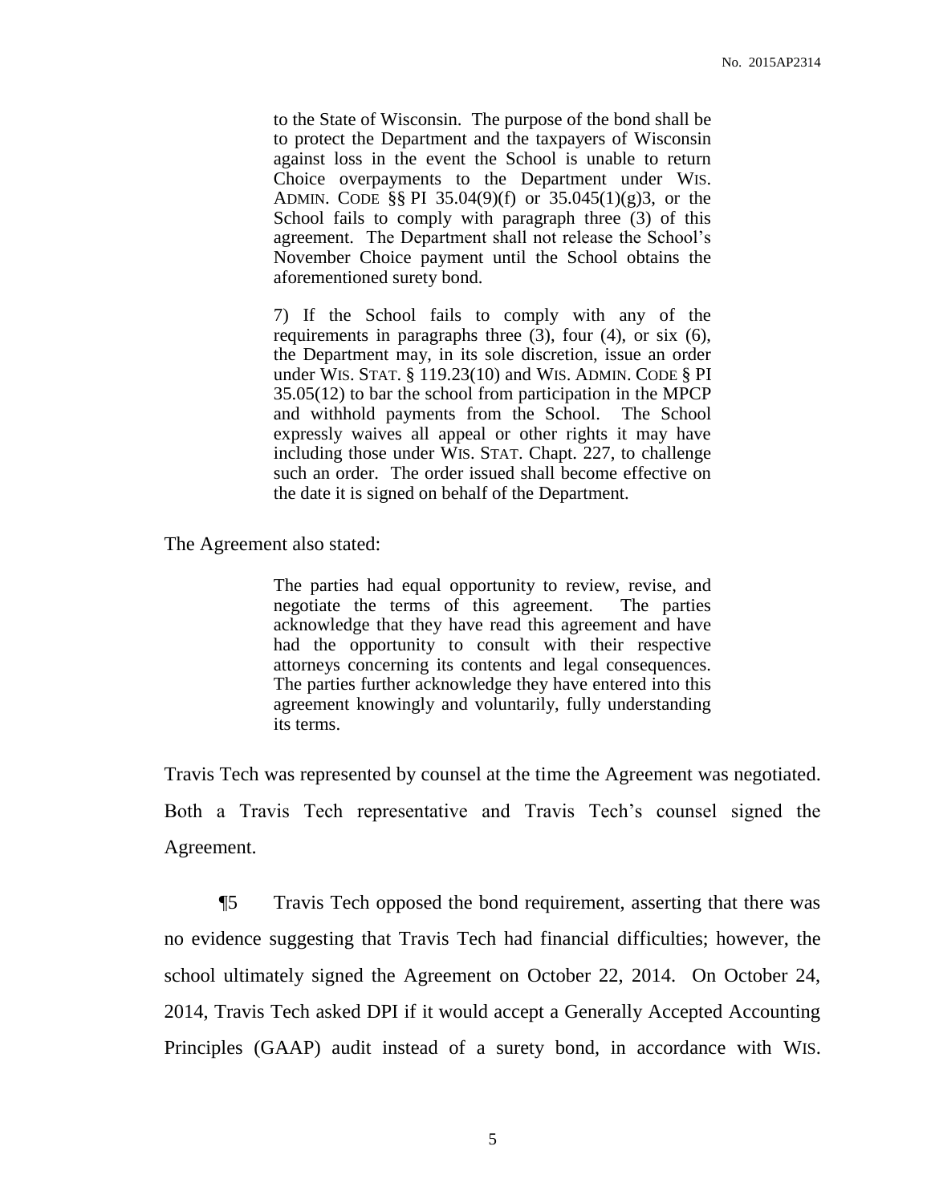> to the State of Wisconsin. The purpose of the bond shall be to protect the Department and the taxpayers of Wisconsin against loss in the event the School is unable to return Choice overpayments to the Department under WIS. ADMIN. CODE §§ PI 35.04(9)(f) or 35.045(1)(g)3, or the School fails to comply with paragraph three (3) of this agreement. The Department shall not release the School's November Choice payment until the School obtains the aforementioned surety bond.
>
> 7) If the School fails to comply with any of the requirements in paragraphs three (3), four (4), or six (6), the Department may, in its sole discretion, issue an order under WIS. STAT. § 119.23(10) and WIS. ADMIN. CODE § PI 35.05(12) to bar the school from participation in the MPCP and withhold payments from the School. The School expressly waives all appeal or other rights it may have including those under WIS. STAT. Chapt. 227, to challenge such an order. The order issued shall become effective on the date it is signed on behalf of the Department.

The Agreement also stated:

> The parties had equal opportunity to review, revise, and negotiate the terms of this agreement. The parties acknowledge that they have read this agreement and have had the opportunity to consult with their respective attorneys concerning its contents and legal consequences. The parties further acknowledge they have entered into this agreement knowingly and voluntarily, fully understanding its terms.

Travis Tech was represented by counsel at the time the Agreement was negotiated. Both a Travis Tech representative and Travis Tech's counsel signed the Agreement.

¶5 Travis Tech opposed the bond requirement, asserting that there was no evidence suggesting that Travis Tech had financial difficulties; however, the school ultimately signed the Agreement on October 22, 2014. On October 24, 2014, Travis Tech asked DPI if it would accept a Generally Accepted Accounting Principles (GAAP) audit instead of a surety bond, in accordance with WIS.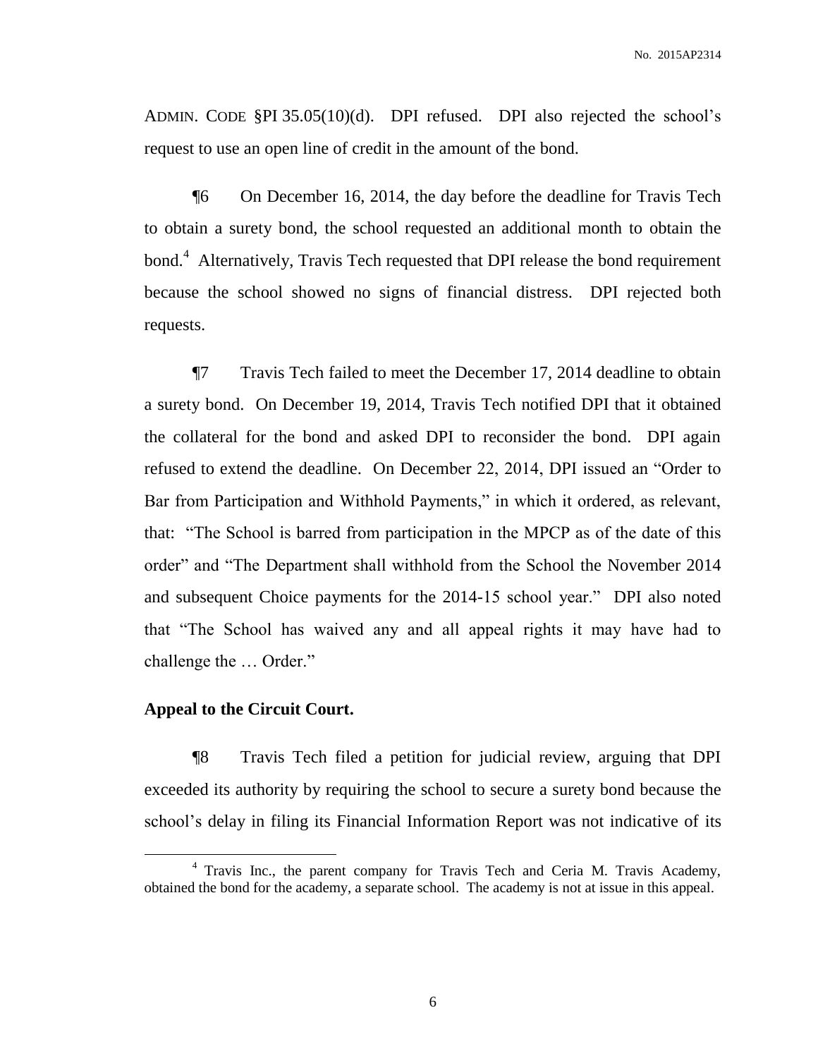ADMIN. CODE §PI 35.05(10)(d). DPI refused. DPI also rejected the school's request to use an open line of credit in the amount of the bond.

¶6 On December 16, 2014, the day before the deadline for Travis Tech to obtain a surety bond, the school requested an additional month to obtain the bond.[4] Alternatively, Travis Tech requested that DPI release the bond requirement because the school showed no signs of financial distress. DPI rejected both requests.

¶7 Travis Tech failed to meet the December 17, 2014 deadline to obtain a surety bond. On December 19, 2014, Travis Tech notified DPI that it obtained the collateral for the bond and asked DPI to reconsider the bond. DPI again refused to extend the deadline. On December 22, 2014, DPI issued an "Order to Bar from Participation and Withhold Payments," in which it ordered, as relevant, that: "The School is barred from participation in the MPCP as of the date of this order" and "The Department shall withhold from the School the November 2014 and subsequent Choice payments for the 2014-15 school year." DPI also noted that "The School has waived any and all appeal rights it may have had to challenge the … Order."

**Appeal to the Circuit Court.**

¶8 Travis Tech filed a petition for judicial review, arguing that DPI exceeded its authority by requiring the school to secure a surety bond because the school's delay in filing its Financial Information Report was not indicative of its

---

[4] Travis Inc., the parent company for Travis Tech and Ceria M. Travis Academy, obtained the bond for the academy, a separate school. The academy is not at issue in this appeal.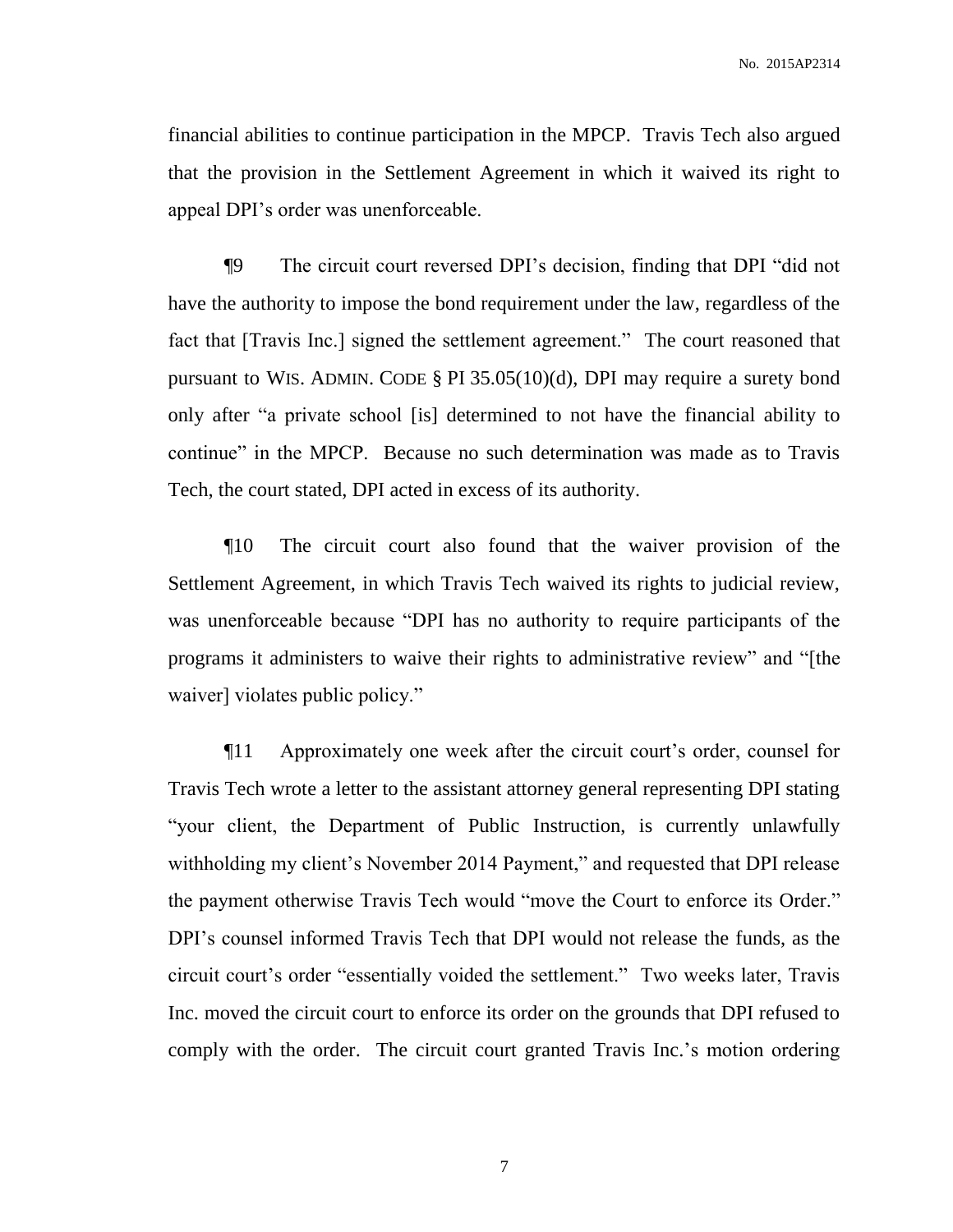financial abilities to continue participation in the MPCP. Travis Tech also argued that the provision in the Settlement Agreement in which it waived its right to appeal DPI's order was unenforceable.

¶9 The circuit court reversed DPI's decision, finding that DPI "did not have the authority to impose the bond requirement under the law, regardless of the fact that [Travis Inc.] signed the settlement agreement." The court reasoned that pursuant to WIS. ADMIN. CODE § PI 35.05(10)(d), DPI may require a surety bond only after "a private school [is] determined to not have the financial ability to continue" in the MPCP. Because no such determination was made as to Travis Tech, the court stated, DPI acted in excess of its authority.

¶10 The circuit court also found that the waiver provision of the Settlement Agreement, in which Travis Tech waived its rights to judicial review, was unenforceable because "DPI has no authority to require participants of the programs it administers to waive their rights to administrative review" and "[the waiver] violates public policy."

¶11 Approximately one week after the circuit court's order, counsel for Travis Tech wrote a letter to the assistant attorney general representing DPI stating "your client, the Department of Public Instruction, is currently unlawfully withholding my client's November 2014 Payment," and requested that DPI release the payment otherwise Travis Tech would "move the Court to enforce its Order." DPI's counsel informed Travis Tech that DPI would not release the funds, as the circuit court's order "essentially voided the settlement." Two weeks later, Travis Inc. moved the circuit court to enforce its order on the grounds that DPI refused to comply with the order. The circuit court granted Travis Inc.'s motion ordering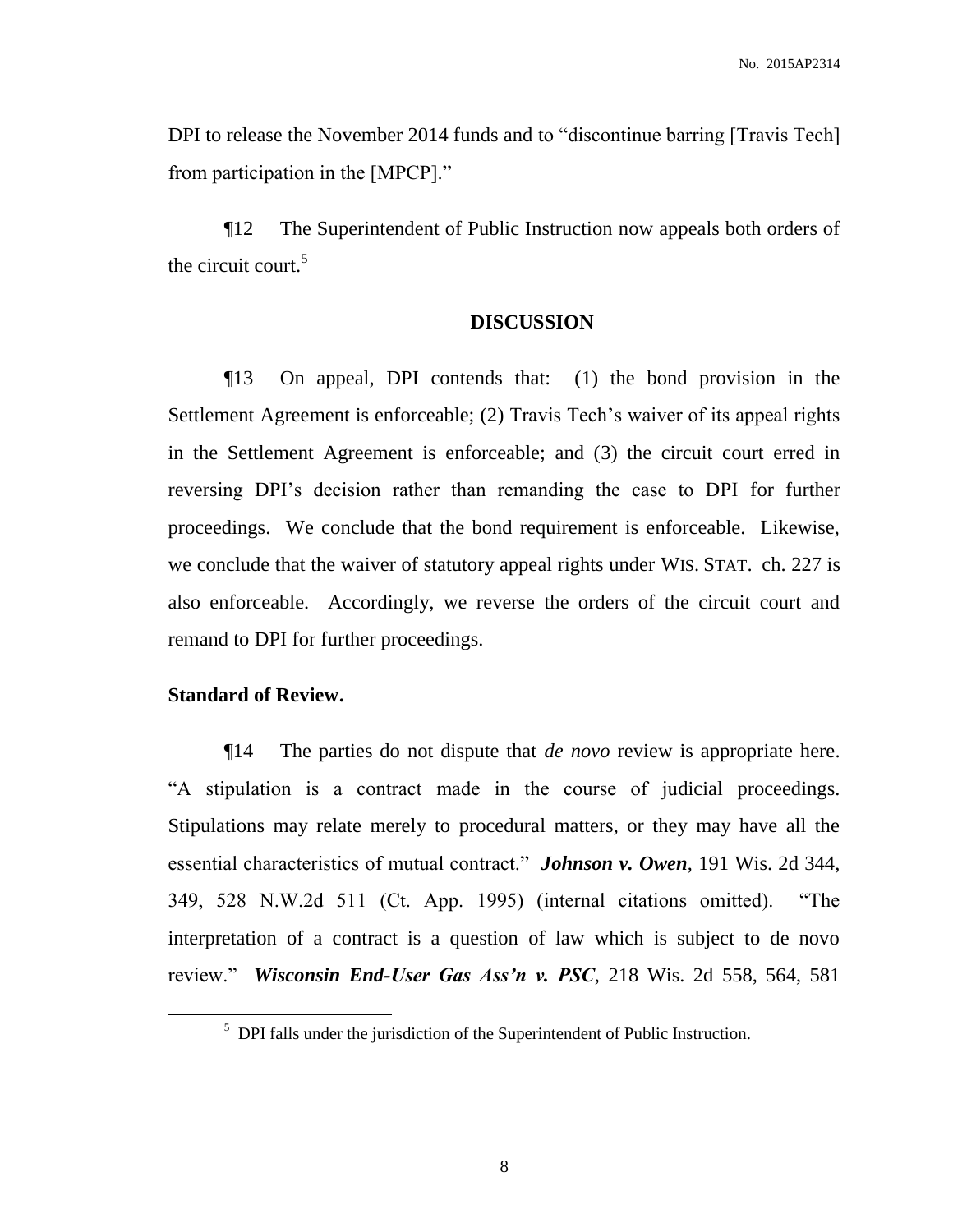DPI to release the November 2014 funds and to "discontinue barring [Travis Tech] from participation in the [MPCP]."

¶12 The Superintendent of Public Instruction now appeals both orders of the circuit court.[5]

## DISCUSSION

¶13 On appeal, DPI contends that: (1) the bond provision in the Settlement Agreement is enforceable; (2) Travis Tech's waiver of its appeal rights in the Settlement Agreement is enforceable; and (3) the circuit court erred in reversing DPI's decision rather than remanding the case to DPI for further proceedings. We conclude that the bond requirement is enforceable. Likewise, we conclude that the waiver of statutory appeal rights under WIS. STAT. ch. 227 is also enforceable. Accordingly, we reverse the orders of the circuit court and remand to DPI for further proceedings.

**Standard of Review.**

¶14 The parties do not dispute that *de novo* review is appropriate here. "A stipulation is a contract made in the course of judicial proceedings. Stipulations may relate merely to procedural matters, or they may have all the essential characteristics of mutual contract." ***Johnson v. Owen***, 191 Wis. 2d 344, 349, 528 N.W.2d 511 (Ct. App. 1995) (internal citations omitted). "The interpretation of a contract is a question of law which is subject to de novo review." ***Wisconsin End-User Gas Ass'n v. PSC***, 218 Wis. 2d 558, 564, 581

---

[5] DPI falls under the jurisdiction of the Superintendent of Public Instruction.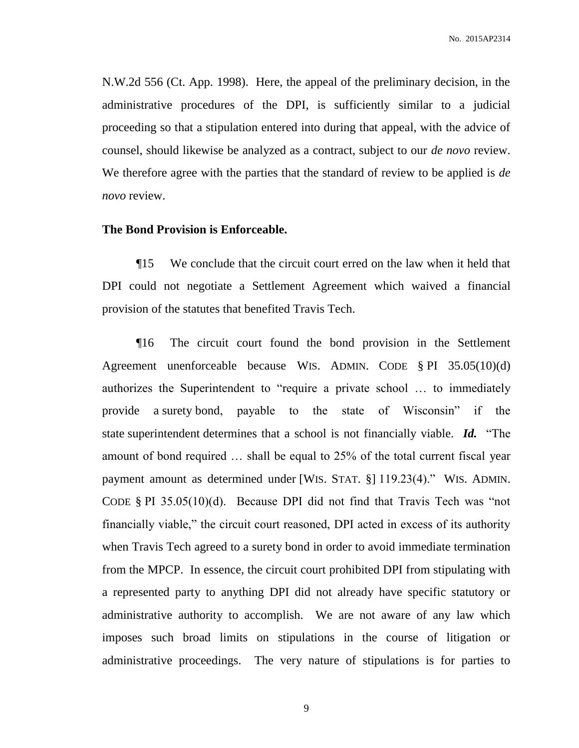N.W.2d 556 (Ct. App. 1998). Here, the appeal of the preliminary decision, in the administrative procedures of the DPI, is sufficiently similar to a judicial proceeding so that a stipulation entered into during that appeal, with the advice of counsel, should likewise be analyzed as a contract, subject to our *de novo* review. We therefore agree with the parties that the standard of review to be applied is *de novo* review.

**The Bond Provision is Enforceable.**

¶15 We conclude that the circuit court erred on the law when it held that DPI could not negotiate a Settlement Agreement which waived a financial provision of the statutes that benefited Travis Tech.

¶16 The circuit court found the bond provision in the Settlement Agreement unenforceable because WIS. ADMIN. CODE § PI 35.05(10)(d) authorizes the Superintendent to "require a private school … to immediately provide a surety bond, payable to the state of Wisconsin" if the state superintendent determines that a school is not financially viable. ***Id.*** "The amount of bond required … shall be equal to 25% of the total current fiscal year payment amount as determined under [WIS. STAT. §] 119.23(4)." WIS. ADMIN. CODE § PI 35.05(10)(d). Because DPI did not find that Travis Tech was "not financially viable," the circuit court reasoned, DPI acted in excess of its authority when Travis Tech agreed to a surety bond in order to avoid immediate termination from the MPCP. In essence, the circuit court prohibited DPI from stipulating with a represented party to anything DPI did not already have specific statutory or administrative authority to accomplish. We are not aware of any law which imposes such broad limits on stipulations in the course of litigation or administrative proceedings. The very nature of stipulations is for parties to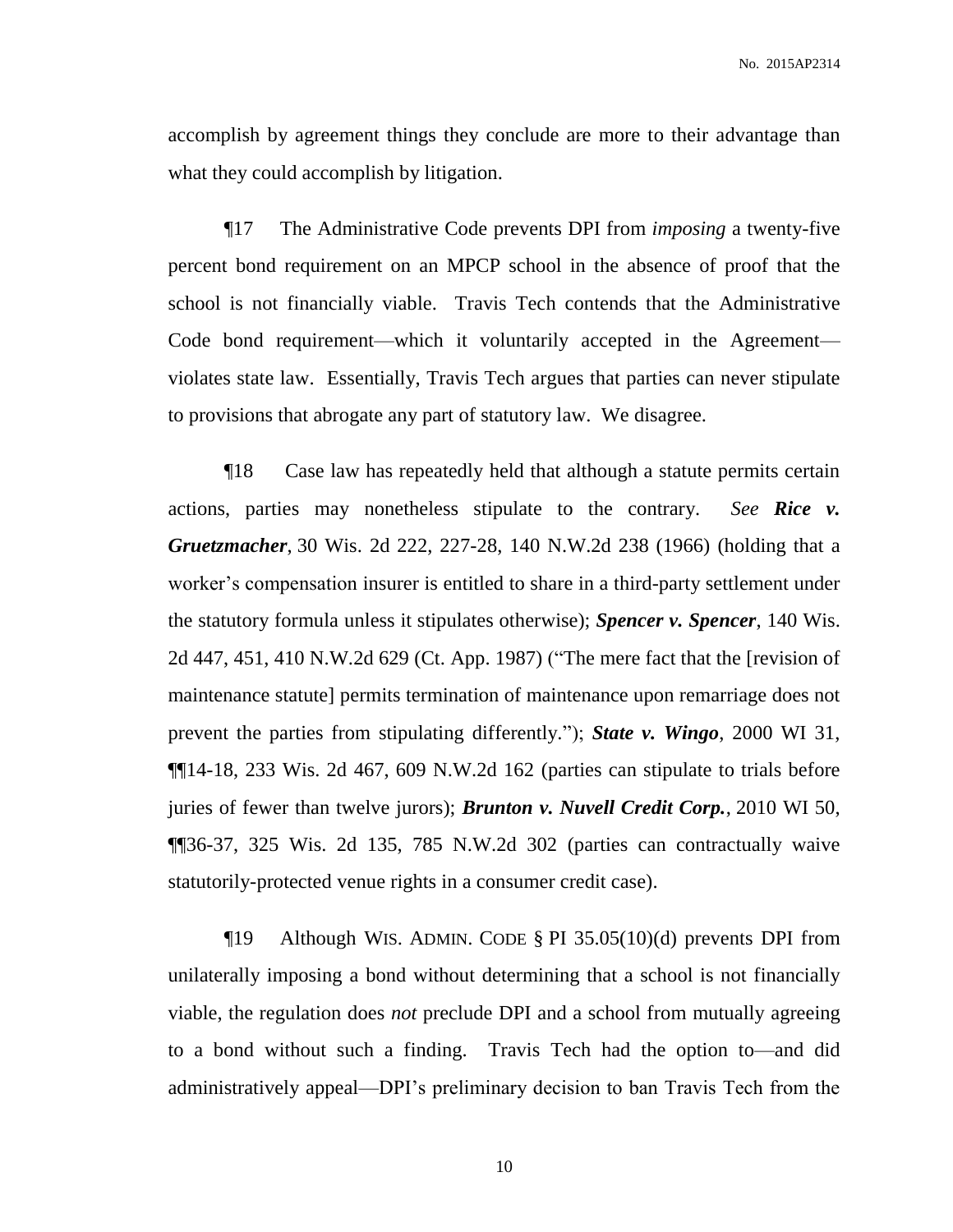accomplish by agreement things they conclude are more to their advantage than what they could accomplish by litigation.

¶17 The Administrative Code prevents DPI from *imposing* a twenty-five percent bond requirement on an MPCP school in the absence of proof that the school is not financially viable. Travis Tech contends that the Administrative Code bond requirement—which it voluntarily accepted in the Agreement—violates state law. Essentially, Travis Tech argues that parties can never stipulate to provisions that abrogate any part of statutory law. We disagree.

¶18 Case law has repeatedly held that although a statute permits certain actions, parties may nonetheless stipulate to the contrary. *See* ***Rice v. Gruetzmacher***, 30 Wis. 2d 222, 227-28, 140 N.W.2d 238 (1966) (holding that a worker's compensation insurer is entitled to share in a third-party settlement under the statutory formula unless it stipulates otherwise); ***Spencer v. Spencer***, 140 Wis. 2d 447, 451, 410 N.W.2d 629 (Ct. App. 1987) ("The mere fact that the [revision of maintenance statute] permits termination of maintenance upon remarriage does not prevent the parties from stipulating differently."); ***State v. Wingo***, 2000 WI 31, ¶¶14-18, 233 Wis. 2d 467, 609 N.W.2d 162 (parties can stipulate to trials before juries of fewer than twelve jurors); ***Brunton v. Nuvell Credit Corp.***, 2010 WI 50, ¶¶36-37, 325 Wis. 2d 135, 785 N.W.2d 302 (parties can contractually waive statutorily-protected venue rights in a consumer credit case).

¶19 Although WIS. ADMIN. CODE § PI 35.05(10)(d) prevents DPI from unilaterally imposing a bond without determining that a school is not financially viable, the regulation does *not* preclude DPI and a school from mutually agreeing to a bond without such a finding. Travis Tech had the option to—and did administratively appeal—DPI's preliminary decision to ban Travis Tech from the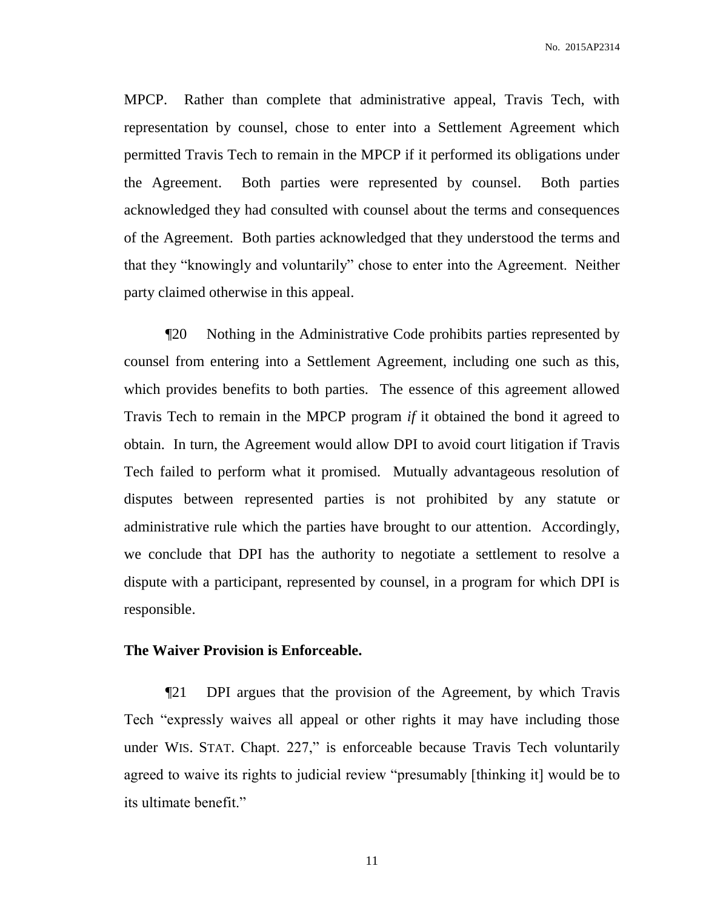MPCP. Rather than complete that administrative appeal, Travis Tech, with representation by counsel, chose to enter into a Settlement Agreement which permitted Travis Tech to remain in the MPCP if it performed its obligations under the Agreement. Both parties were represented by counsel. Both parties acknowledged they had consulted with counsel about the terms and consequences of the Agreement. Both parties acknowledged that they understood the terms and that they "knowingly and voluntarily" chose to enter into the Agreement. Neither party claimed otherwise in this appeal.

¶20 Nothing in the Administrative Code prohibits parties represented by counsel from entering into a Settlement Agreement, including one such as this, which provides benefits to both parties. The essence of this agreement allowed Travis Tech to remain in the MPCP program *if* it obtained the bond it agreed to obtain. In turn, the Agreement would allow DPI to avoid court litigation if Travis Tech failed to perform what it promised. Mutually advantageous resolution of disputes between represented parties is not prohibited by any statute or administrative rule which the parties have brought to our attention. Accordingly, we conclude that DPI has the authority to negotiate a settlement to resolve a dispute with a participant, represented by counsel, in a program for which DPI is responsible.

**The Waiver Provision is Enforceable.**

¶21 DPI argues that the provision of the Agreement, by which Travis Tech "expressly waives all appeal or other rights it may have including those under WIS. STAT. Chapt. 227," is enforceable because Travis Tech voluntarily agreed to waive its rights to judicial review "presumably [thinking it] would be to its ultimate benefit."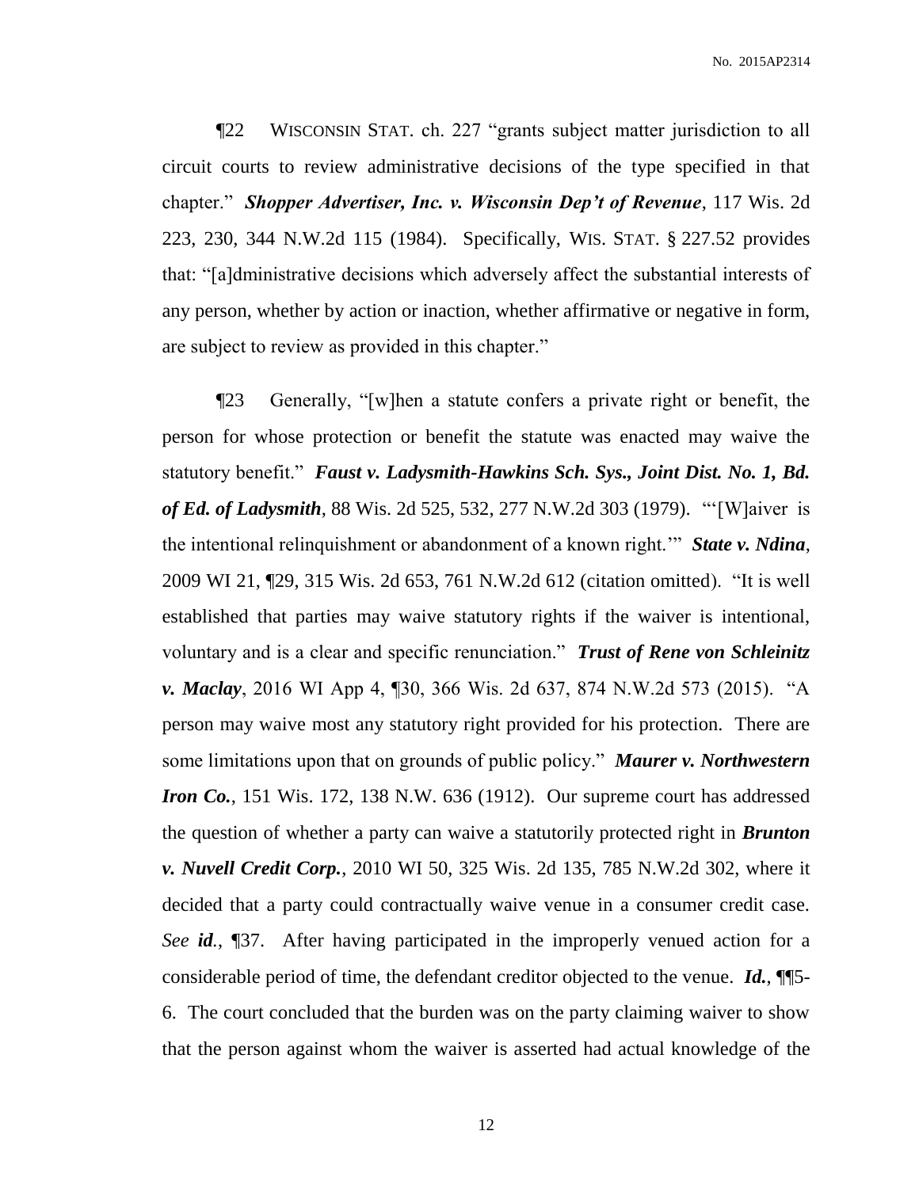¶22 WISCONSIN STAT. ch. 227 "grants subject matter jurisdiction to all circuit courts to review administrative decisions of the type specified in that chapter." ***Shopper Advertiser, Inc. v. Wisconsin Dep't of Revenue***, 117 Wis. 2d 223, 230, 344 N.W.2d 115 (1984). Specifically, WIS. STAT. § 227.52 provides that: "[a]dministrative decisions which adversely affect the substantial interests of any person, whether by action or inaction, whether affirmative or negative in form, are subject to review as provided in this chapter."

¶23 Generally, "[w]hen a statute confers a private right or benefit, the person for whose protection or benefit the statute was enacted may waive the statutory benefit." ***Faust v. Ladysmith-Hawkins Sch. Sys., Joint Dist. No. 1, Bd. of Ed. of Ladysmith***, 88 Wis. 2d 525, 532, 277 N.W.2d 303 (1979). "'[W]aiver is the intentional relinquishment or abandonment of a known right.'" ***State v. Ndina***, 2009 WI 21, ¶29, 315 Wis. 2d 653, 761 N.W.2d 612 (citation omitted). "It is well established that parties may waive statutory rights if the waiver is intentional, voluntary and is a clear and specific renunciation." ***Trust of Rene von Schleinitz v. Maclay***, 2016 WI App 4, ¶30, 366 Wis. 2d 637, 874 N.W.2d 573 (2015). "A person may waive most any statutory right provided for his protection. There are some limitations upon that on grounds of public policy." ***Maurer v. Northwestern Iron Co.***, 151 Wis. 172, 138 N.W. 636 (1912). Our supreme court has addressed the question of whether a party can waive a statutorily protected right in ***Brunton v. Nuvell Credit Corp.***, 2010 WI 50, 325 Wis. 2d 135, 785 N.W.2d 302, where it decided that a party could contractually waive venue in a consumer credit case. *See* ***id.***, ¶37. After having participated in the improperly venued action for a considerable period of time, the defendant creditor objected to the venue. ***Id.***, ¶¶5-6. The court concluded that the burden was on the party claiming waiver to show that the person against whom the waiver is asserted had actual knowledge of the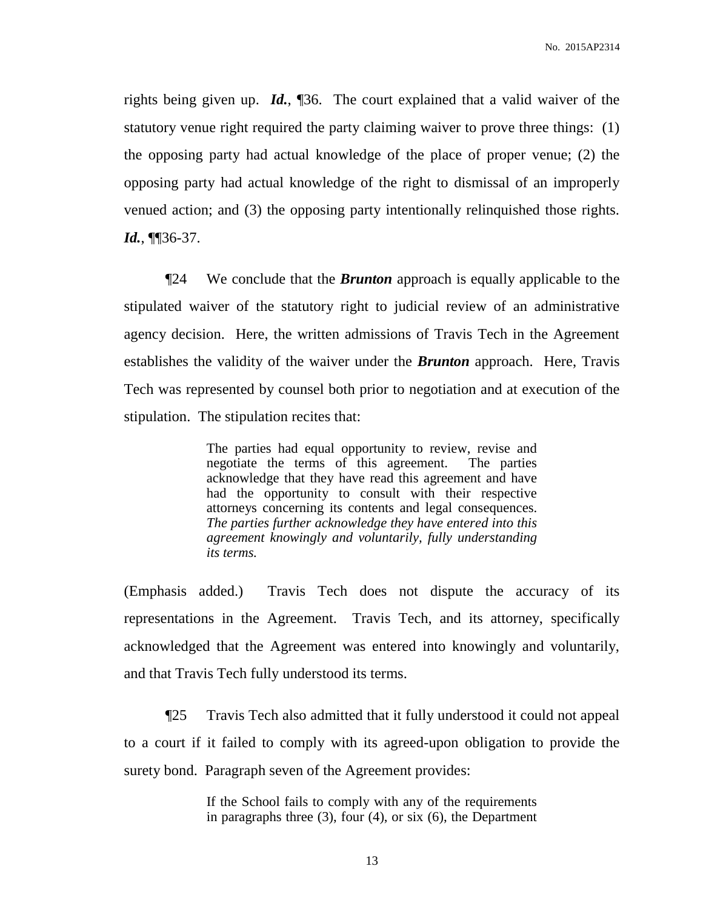rights being given up. ***Id.***, ¶36. The court explained that a valid waiver of the statutory venue right required the party claiming waiver to prove three things: (1) the opposing party had actual knowledge of the place of proper venue; (2) the opposing party had actual knowledge of the right to dismissal of an improperly venued action; and (3) the opposing party intentionally relinquished those rights. ***Id.***, ¶¶36-37.

¶24 We conclude that the ***Brunton*** approach is equally applicable to the stipulated waiver of the statutory right to judicial review of an administrative agency decision. Here, the written admissions of Travis Tech in the Agreement establishes the validity of the waiver under the ***Brunton*** approach. Here, Travis Tech was represented by counsel both prior to negotiation and at execution of the stipulation. The stipulation recites that:

> The parties had equal opportunity to review, revise and negotiate the terms of this agreement. The parties acknowledge that they have read this agreement and have had the opportunity to consult with their respective attorneys concerning its contents and legal consequences. *The parties further acknowledge they have entered into this agreement knowingly and voluntarily, fully understanding its terms.*

(Emphasis added.) Travis Tech does not dispute the accuracy of its representations in the Agreement. Travis Tech, and its attorney, specifically acknowledged that the Agreement was entered into knowingly and voluntarily, and that Travis Tech fully understood its terms.

¶25 Travis Tech also admitted that it fully understood it could not appeal to a court if it failed to comply with its agreed-upon obligation to provide the surety bond. Paragraph seven of the Agreement provides:

> If the School fails to comply with any of the requirements in paragraphs three (3), four (4), or six (6), the Department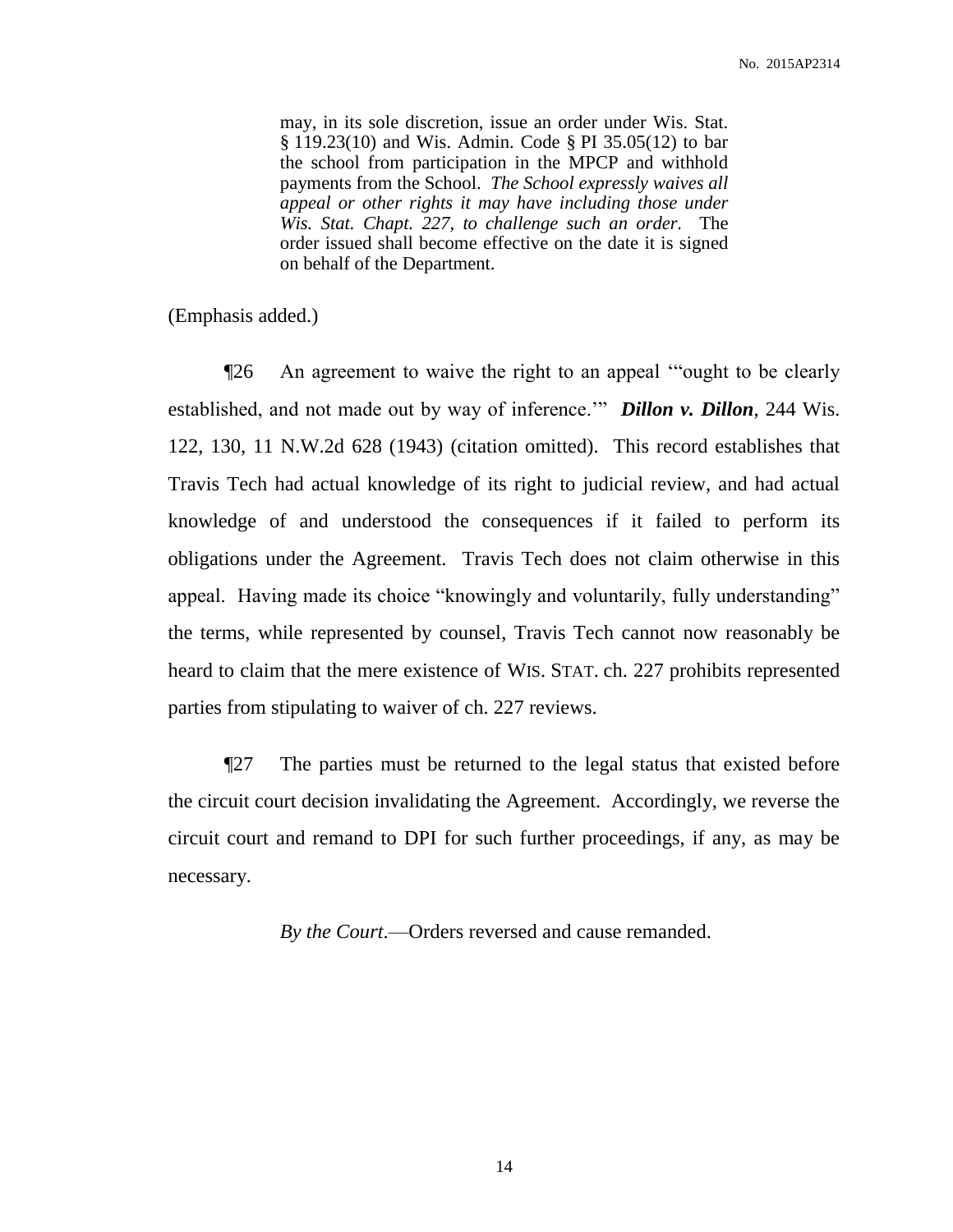> may, in its sole discretion, issue an order under Wis. Stat. § 119.23(10) and Wis. Admin. Code § PI 35.05(12) to bar the school from participation in the MPCP and withhold payments from the School. *The School expressly waives all appeal or other rights it may have including those under Wis. Stat. Chapt. 227, to challenge such an order.* The order issued shall become effective on the date it is signed on behalf of the Department.

(Emphasis added.)

¶26 An agreement to waive the right to an appeal '"ought to be clearly established, and not made out by way of inference.'" ***Dillon v. Dillon***, 244 Wis. 122, 130, 11 N.W.2d 628 (1943) (citation omitted). This record establishes that Travis Tech had actual knowledge of its right to judicial review, and had actual knowledge of and understood the consequences if it failed to perform its obligations under the Agreement. Travis Tech does not claim otherwise in this appeal. Having made its choice "knowingly and voluntarily, fully understanding" the terms, while represented by counsel, Travis Tech cannot now reasonably be heard to claim that the mere existence of WIS. STAT. ch. 227 prohibits represented parties from stipulating to waiver of ch. 227 reviews.

¶27 The parties must be returned to the legal status that existed before the circuit court decision invalidating the Agreement. Accordingly, we reverse the circuit court and remand to DPI for such further proceedings, if any, as may be necessary.

*By the Court.*—Orders reversed and cause remanded.